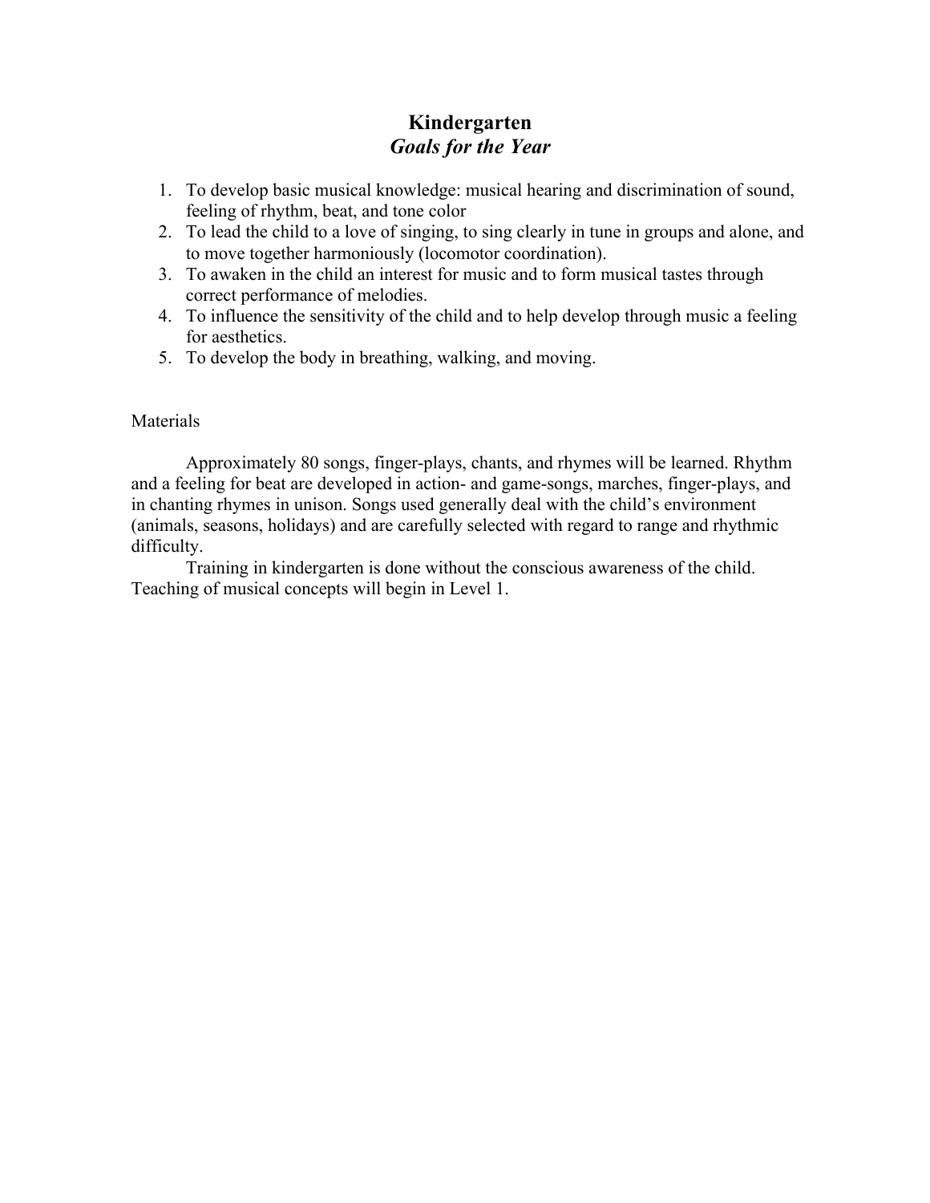# Kindergarten
## *Goals for the Year*

1. To develop basic musical knowledge: musical hearing and discrimination of sound, feeling of rhythm, beat, and tone color
2. To lead the child to a love of singing, to sing clearly in tune in groups and alone, and to move together harmoniously (locomotor coordination).
3. To awaken in the child an interest for music and to form musical tastes through correct performance of melodies.
4. To influence the sensitivity of the child and to help develop through music a feeling for aesthetics.
5. To develop the body in breathing, walking, and moving.

Materials

Approximately 80 songs, finger-plays, chants, and rhymes will be learned. Rhythm and a feeling for beat are developed in action- and game-songs, marches, finger-plays, and in chanting rhymes in unison. Songs used generally deal with the child's environment (animals, seasons, holidays) and are carefully selected with regard to range and rhythmic difficulty.

Training in kindergarten is done without the conscious awareness of the child. Teaching of musical concepts will begin in Level 1.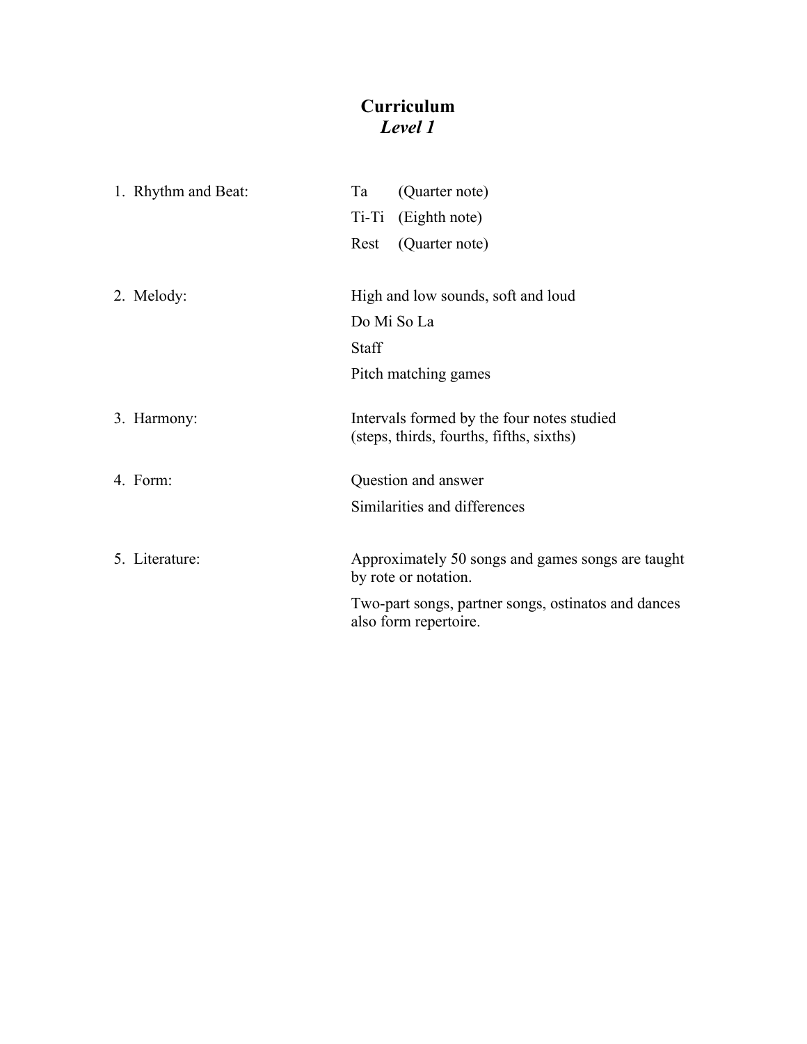# Curriculum
## *Level 1*

| | | |
|---|---|---|
| 1. Rhythm and Beat: | Ta | (Quarter note) |
| | Ti-Ti | (Eighth note) |
| | Rest | (Quarter note) |
| 2. Melody: | High and low sounds, soft and loud | |
| | Do Mi So La | |
| | Staff | |
| | Pitch matching games | |
| 3. Harmony: | Intervals formed by the four notes studied (steps, thirds, fourths, fifths, sixths) | |
| 4. Form: | Question and answer | |
| | Similarities and differences | |
| 5. Literature: | Approximately 50 songs and games songs are taught by rote or notation. | |
| | Two-part songs, partner songs, ostinatos and dances also form repertoire. | |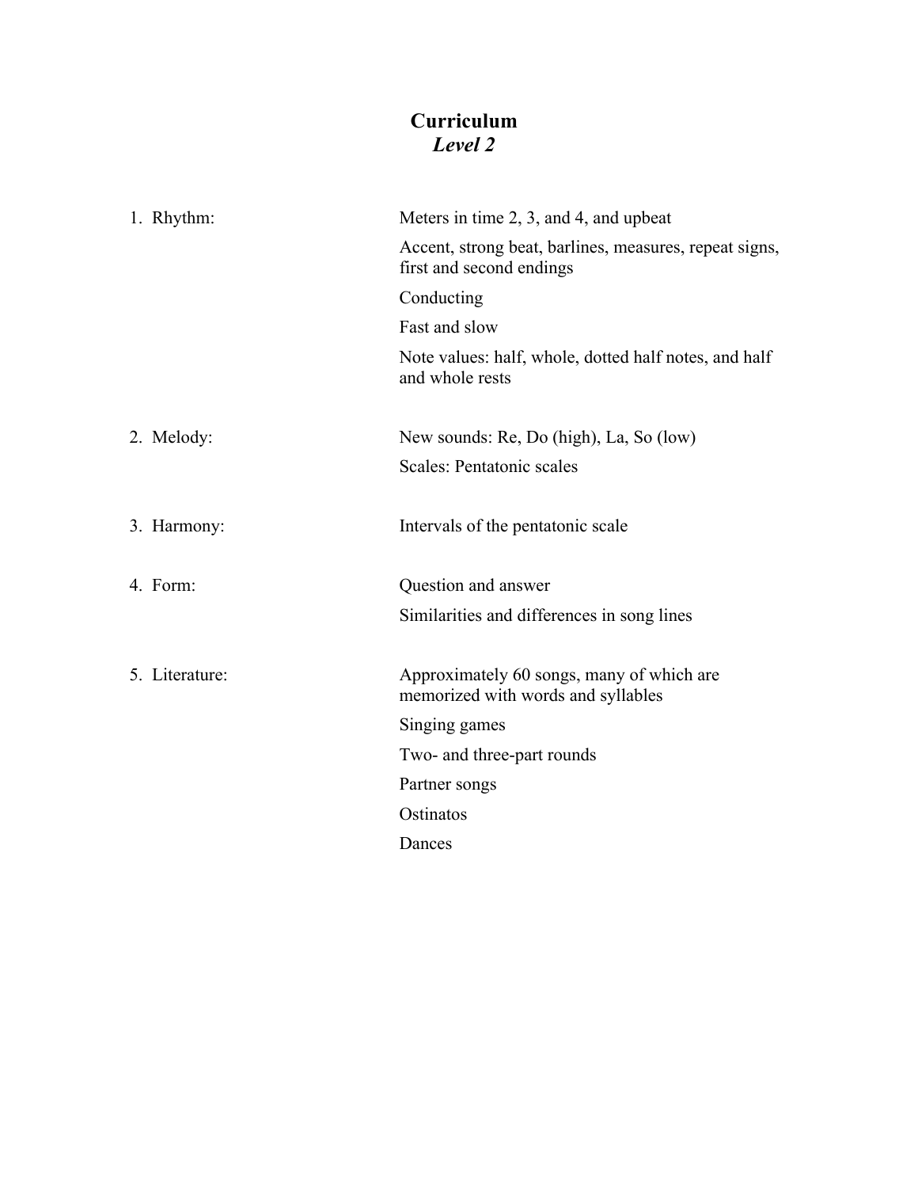# Curriculum
## *Level 2*

| | |
|---|---|
| 1. Rhythm: | Meters in time 2, 3, and 4, and upbeat |
| | Accent, strong beat, barlines, measures, repeat signs, first and second endings |
| | Conducting |
| | Fast and slow |
| | Note values: half, whole, dotted half notes, and half and whole rests |
| 2. Melody: | New sounds: Re, Do (high), La, So (low) |
| | Scales: Pentatonic scales |
| 3. Harmony: | Intervals of the pentatonic scale |
| 4. Form: | Question and answer |
| | Similarities and differences in song lines |
| 5. Literature: | Approximately 60 songs, many of which are memorized with words and syllables |
| | Singing games |
| | Two- and three-part rounds |
| | Partner songs |
| | Ostinatos |
| | Dances |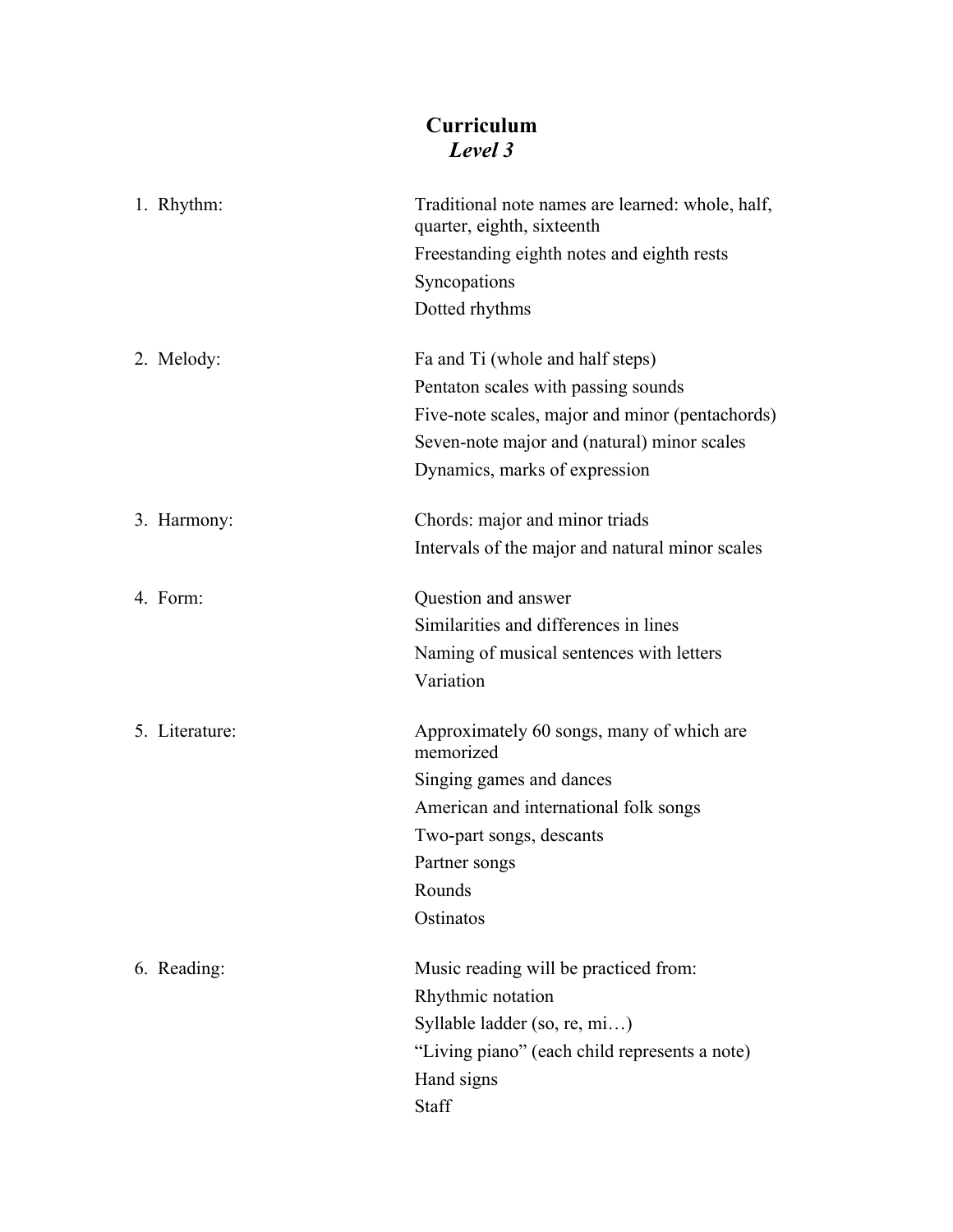# Curriculum

## *Level 3*

| | |
|---|---|
| 1. Rhythm: | Traditional note names are learned: whole, half, quarter, eighth, sixteenth |
| | Freestanding eighth notes and eighth rests |
| | Syncopations |
| | Dotted rhythms |
| 2. Melody: | Fa and Ti (whole and half steps) |
| | Pentaton scales with passing sounds |
| | Five-note scales, major and minor (pentachords) |
| | Seven-note major and (natural) minor scales |
| | Dynamics, marks of expression |
| 3. Harmony: | Chords: major and minor triads |
| | Intervals of the major and natural minor scales |
| 4. Form: | Question and answer |
| | Similarities and differences in lines |
| | Naming of musical sentences with letters |
| | Variation |
| 5. Literature: | Approximately 60 songs, many of which are memorized |
| | Singing games and dances |
| | American and international folk songs |
| | Two-part songs, descants |
| | Partner songs |
| | Rounds |
| | Ostinatos |
| 6. Reading: | Music reading will be practiced from: |
| | Rhythmic notation |
| | Syllable ladder (so, re, mi…) |
| | "Living piano" (each child represents a note) |
| | Hand signs |
| | Staff |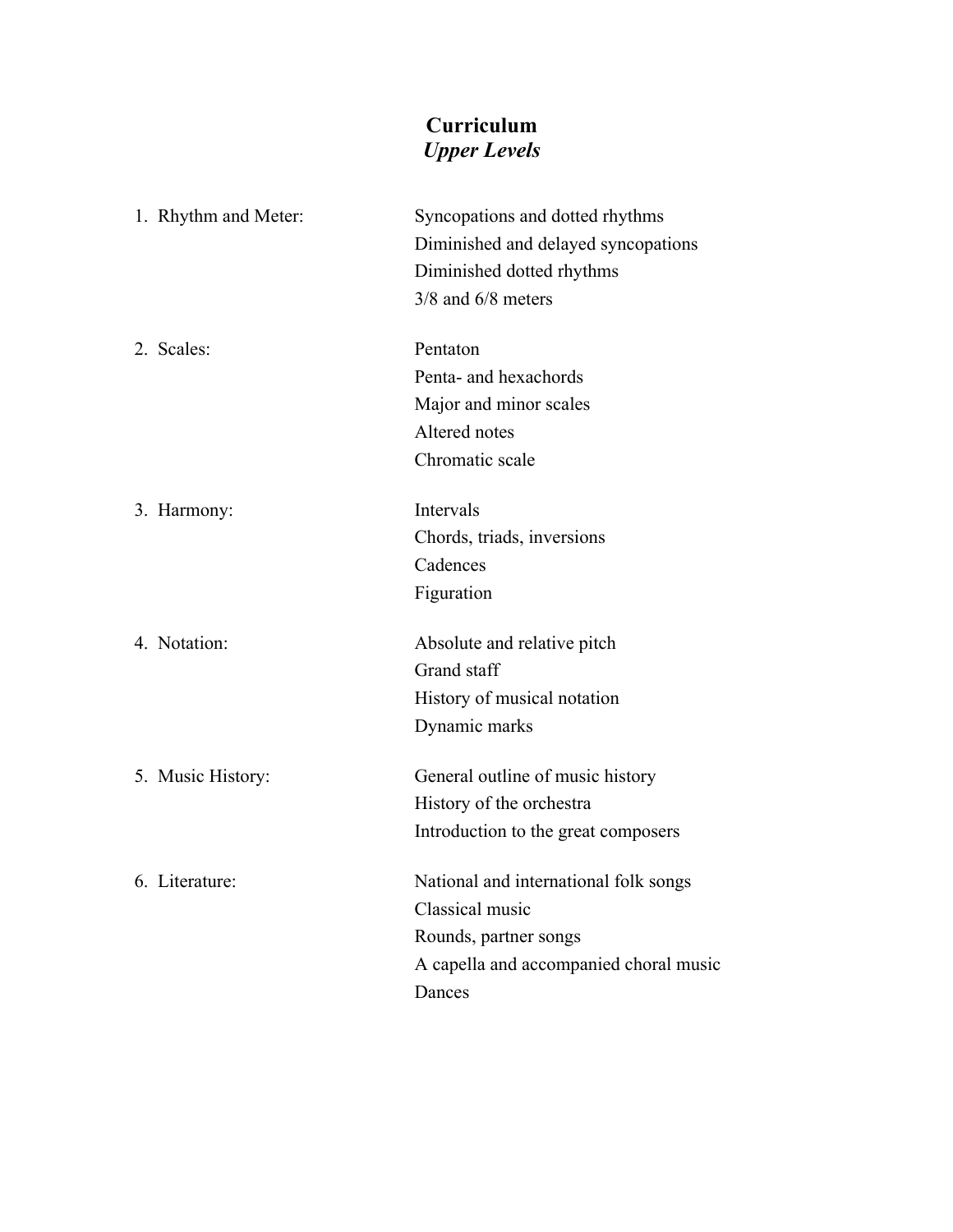# Curriculum

## *Upper Levels*

| | |
|---|---|
| 1. Rhythm and Meter: | Syncopations and dotted rhythms<br>Diminished and delayed syncopations<br>Diminished dotted rhythms<br>3/8 and 6/8 meters |
| 2. Scales: | Pentaton<br>Penta- and hexachords<br>Major and minor scales<br>Altered notes<br>Chromatic scale |
| 3. Harmony: | Intervals<br>Chords, triads, inversions<br>Cadences<br>Figuration |
| 4. Notation: | Absolute and relative pitch<br>Grand staff<br>History of musical notation<br>Dynamic marks |
| 5. Music History: | General outline of music history<br>History of the orchestra<br>Introduction to the great composers |
| 6. Literature: | National and international folk songs<br>Classical music<br>Rounds, partner songs<br>A capella and accompanied choral music<br>Dances |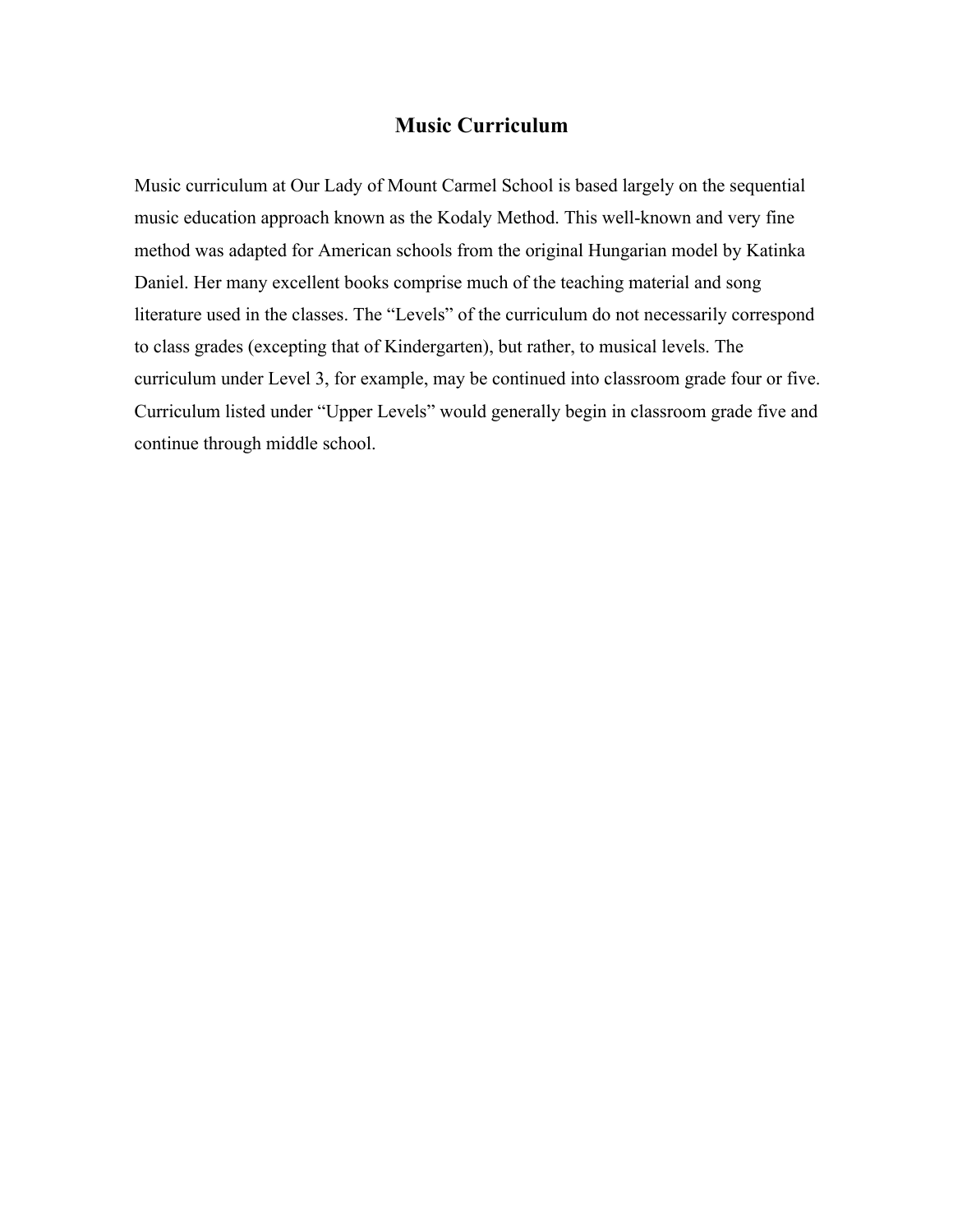# Music Curriculum

Music curriculum at Our Lady of Mount Carmel School is based largely on the sequential music education approach known as the Kodaly Method. This well-known and very fine method was adapted for American schools from the original Hungarian model by Katinka Daniel. Her many excellent books comprise much of the teaching material and song literature used in the classes. The "Levels" of the curriculum do not necessarily correspond to class grades (excepting that of Kindergarten), but rather, to musical levels. The curriculum under Level 3, for example, may be continued into classroom grade four or five. Curriculum listed under "Upper Levels" would generally begin in classroom grade five and continue through middle school.